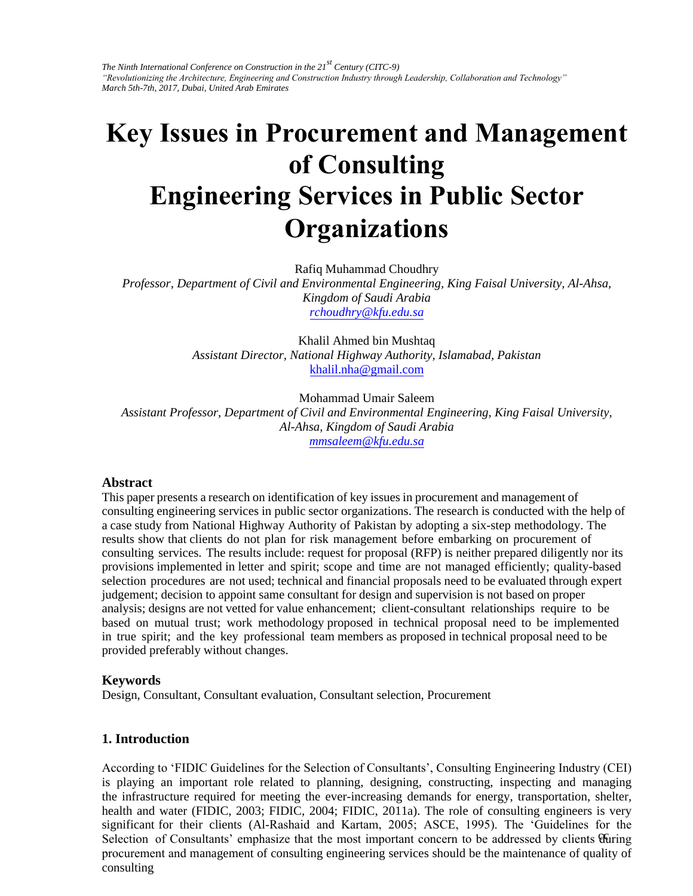*The Ninth International Conference on Construction in the 21st Century (CITC-9)*
*"Revolutionizing the Architecture, Engineering and Construction Industry through Leadership, Collaboration and Technology"*
*March 5th-7th, 2017, Dubai, United Arab Emirates*

# Key Issues in Procurement and Management of Consulting Engineering Services in Public Sector Organizations

Rafiq Muhammad Choudhry
*Professor, Department of Civil and Environmental Engineering, King Faisal University, Al-Ahsa, Kingdom of Saudi Arabia*
rchoudhry@kfu.edu.sa

Khalil Ahmed bin Mushtaq
*Assistant Director, National Highway Authority, Islamabad, Pakistan*
khalil.nha@gmail.com

Mohammad Umair Saleem
*Assistant Professor, Department of Civil and Environmental Engineering, King Faisal University, Al-Ahsa, Kingdom of Saudi Arabia*
mmsaleem@kfu.edu.sa

## Abstract

This paper presents a research on identification of key issues in procurement and management of consulting engineering services in public sector organizations. The research is conducted with the help of a case study from National Highway Authority of Pakistan by adopting a six-step methodology. The results show that clients do not plan for risk management before embarking on procurement of consulting services. The results include: request for proposal (RFP) is neither prepared diligently nor its provisions implemented in letter and spirit; scope and time are not managed efficiently; quality-based selection procedures are not used; technical and financial proposals need to be evaluated through expert judgement; decision to appoint same consultant for design and supervision is not based on proper analysis; designs are not vetted for value enhancement; client-consultant relationships require to be based on mutual trust; work methodology proposed in technical proposal need to be implemented in true spirit; and the key professional team members as proposed in technical proposal need to be provided preferably without changes.

## Keywords

Design, Consultant, Consultant evaluation, Consultant selection, Procurement

## 1. Introduction

According to 'FIDIC Guidelines for the Selection of Consultants', Consulting Engineering Industry (CEI) is playing an important role related to planning, designing, constructing, inspecting and managing the infrastructure required for meeting the ever-increasing demands for energy, transportation, shelter, health and water (FIDIC, 2003; FIDIC, 2004; FIDIC, 2011a). The role of consulting engineers is very significant for their clients (Al-Rashaid and Kartam, 2005; ASCE, 1995). The 'Guidelines for the Selection of Consultants' emphasize that the most important concern to be addressed by clients during procurement and management of consulting engineering services should be the maintenance of quality of consulting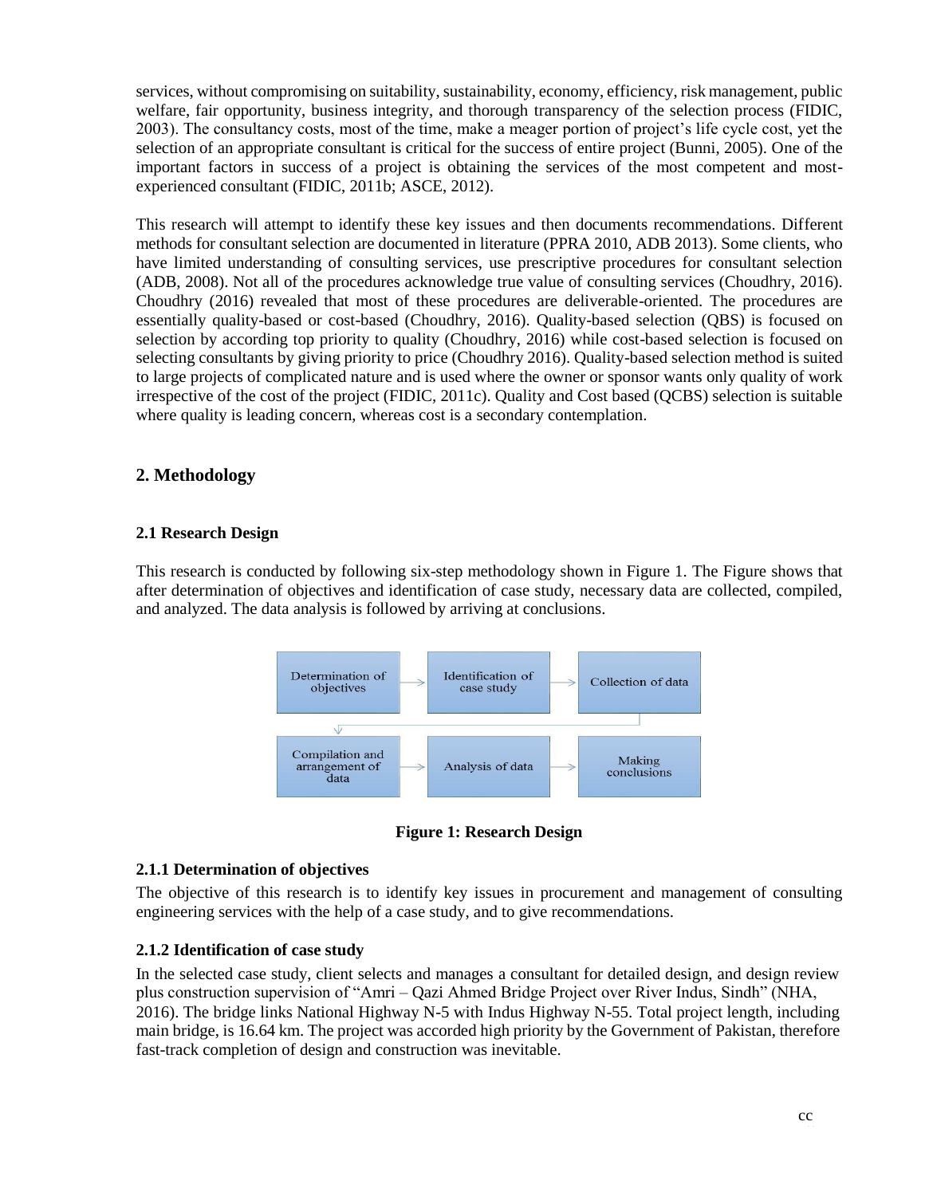services, without compromising on suitability, sustainability, economy, efficiency, risk management, public welfare, fair opportunity, business integrity, and thorough transparency of the selection process (FIDIC, 2003). The consultancy costs, most of the time, make a meager portion of project's life cycle cost, yet the selection of an appropriate consultant is critical for the success of entire project (Bunni, 2005). One of the important factors in success of a project is obtaining the services of the most competent and most-experienced consultant (FIDIC, 2011b; ASCE, 2012).

This research will attempt to identify these key issues and then documents recommendations. Different methods for consultant selection are documented in literature (PPRA 2010, ADB 2013). Some clients, who have limited understanding of consulting services, use prescriptive procedures for consultant selection (ADB, 2008). Not all of the procedures acknowledge true value of consulting services (Choudhry, 2016). Choudhry (2016) revealed that most of these procedures are deliverable-oriented. The procedures are essentially quality-based or cost-based (Choudhry, 2016). Quality-based selection (QBS) is focused on selection by according top priority to quality (Choudhry, 2016) while cost-based selection is focused on selecting consultants by giving priority to price (Choudhry 2016). Quality-based selection method is suited to large projects of complicated nature and is used where the owner or sponsor wants only quality of work irrespective of the cost of the project (FIDIC, 2011c). Quality and Cost based (QCBS) selection is suitable where quality is leading concern, whereas cost is a secondary contemplation.

## 2. Methodology

### 2.1 Research Design

This research is conducted by following six-step methodology shown in Figure 1. The Figure shows that after determination of objectives and identification of case study, necessary data are collected, compiled, and analyzed. The data analysis is followed by arriving at conclusions.

Determination of objectives → Identification of case study → Collection of data → Compilation and arrangement of data → Analysis of data → Making conclusions

**Figure 1: Research Design**

#### 2.1.1 Determination of objectives

The objective of this research is to identify key issues in procurement and management of consulting engineering services with the help of a case study, and to give recommendations.

#### 2.1.2 Identification of case study

In the selected case study, client selects and manages a consultant for detailed design, and design review plus construction supervision of "Amri – Qazi Ahmed Bridge Project over River Indus, Sindh" (NHA, 2016). The bridge links National Highway N-5 with Indus Highway N-55. Total project length, including main bridge, is 16.64 km. The project was accorded high priority by the Government of Pakistan, therefore fast-track completion of design and construction was inevitable.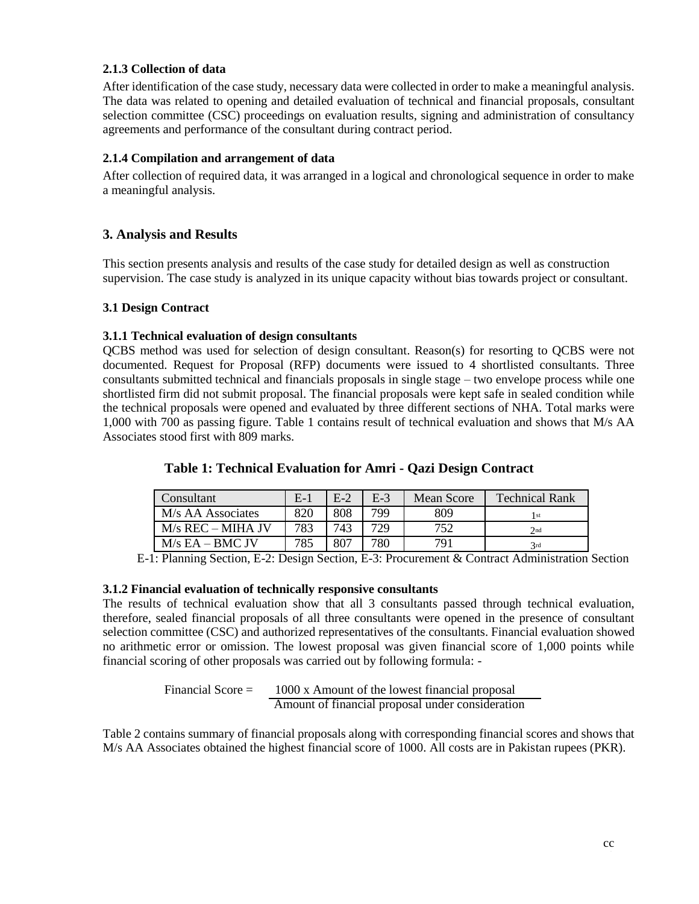### 2.1.3 Collection of data

After identification of the case study, necessary data were collected in order to make a meaningful analysis. The data was related to opening and detailed evaluation of technical and financial proposals, consultant selection committee (CSC) proceedings on evaluation results, signing and administration of consultancy agreements and performance of the consultant during contract period.

### 2.1.4 Compilation and arrangement of data

After collection of required data, it was arranged in a logical and chronological sequence in order to make a meaningful analysis.

## 3. Analysis and Results

This section presents analysis and results of the case study for detailed design as well as construction supervision. The case study is analyzed in its unique capacity without bias towards project or consultant.

### 3.1 Design Contract

#### 3.1.1 Technical evaluation of design consultants

QCBS method was used for selection of design consultant. Reason(s) for resorting to QCBS were not documented. Request for Proposal (RFP) documents were issued to 4 shortlisted consultants. Three consultants submitted technical and financials proposals in single stage – two envelope process while one shortlisted firm did not submit proposal. The financial proposals were kept safe in sealed condition while the technical proposals were opened and evaluated by three different sections of NHA. Total marks were 1,000 with 700 as passing figure. Table 1 contains result of technical evaluation and shows that M/s AA Associates stood first with 809 marks.

**Table 1: Technical Evaluation for Amri - Qazi Design Contract**

| Consultant | E-1 | E-2 | E-3 | Mean Score | Technical Rank |
|---|---|---|---|---|---|
| M/s AA Associates | 820 | 808 | 799 | 809 | 1st |
| M/s REC – MIHA JV | 783 | 743 | 729 | 752 | 2nd |
| M/s EA – BMC JV | 785 | 807 | 780 | 791 | 3rd |

E-1: Planning Section, E-2: Design Section, E-3: Procurement & Contract Administration Section

#### 3.1.2 Financial evaluation of technically responsive consultants

The results of technical evaluation show that all 3 consultants passed through technical evaluation, therefore, sealed financial proposals of all three consultants were opened in the presence of consultant selection committee (CSC) and authorized representatives of the consultants. Financial evaluation showed no arithmetic error or omission. The lowest proposal was given financial score of 1,000 points while financial scoring of other proposals was carried out by following formula: -

$$\text{Financial Score} = \frac{1000 \times \text{Amount of the lowest financial proposal}}{\text{Amount of financial proposal under consideration}}$$

Table 2 contains summary of financial proposals along with corresponding financial scores and shows that M/s AA Associates obtained the highest financial score of 1000. All costs are in Pakistan rupees (PKR).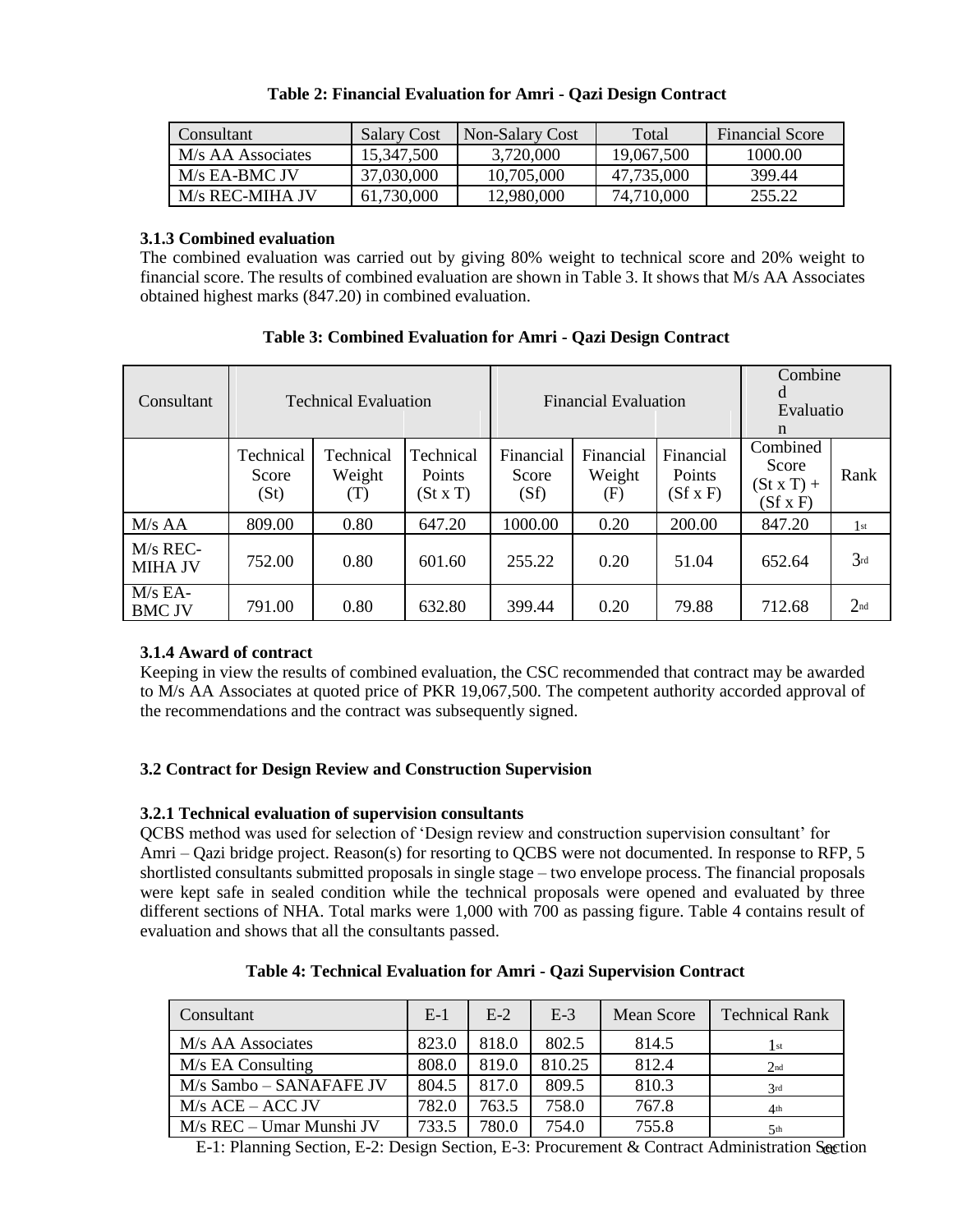**Table 2: Financial Evaluation for Amri - Qazi Design Contract**

| Consultant | Salary Cost | Non-Salary Cost | Total | Financial Score |
|---|---|---|---|---|
| M/s AA Associates | 15,347,500 | 3,720,000 | 19,067,500 | 1000.00 |
| M/s EA-BMC JV | 37,030,000 | 10,705,000 | 47,735,000 | 399.44 |
| M/s REC-MIHA JV | 61,730,000 | 12,980,000 | 74,710,000 | 255.22 |

### 3.1.3 Combined evaluation

The combined evaluation was carried out by giving 80% weight to technical score and 20% weight to financial score. The results of combined evaluation are shown in Table 3. It shows that M/s AA Associates obtained highest marks (847.20) in combined evaluation.

**Table 3: Combined Evaluation for Amri - Qazi Design Contract**

| Consultant | Technical Evaluation | | | Financial Evaluation | | | Combined Evaluation | |
|---|---|---|---|---|---|---|---|---|
| | Technical Score (St) | Technical Weight (T) | Technical Points (St x T) | Financial Score (Sf) | Financial Weight (F) | Financial Points (Sf x F) | Combined Score (St x T) + (Sf x F) | Rank |
| M/s AA | 809.00 | 0.80 | 647.20 | 1000.00 | 0.20 | 200.00 | 847.20 | 1st |
| M/s REC-MIHA JV | 752.00 | 0.80 | 601.60 | 255.22 | 0.20 | 51.04 | 652.64 | 3rd |
| M/s EA-BMC JV | 791.00 | 0.80 | 632.80 | 399.44 | 0.20 | 79.88 | 712.68 | 2nd |

### 3.1.4 Award of contract

Keeping in view the results of combined evaluation, the CSC recommended that contract may be awarded to M/s AA Associates at quoted price of PKR 19,067,500. The competent authority accorded approval of the recommendations and the contract was subsequently signed.

## 3.2 Contract for Design Review and Construction Supervision

### 3.2.1 Technical evaluation of supervision consultants

QCBS method was used for selection of 'Design review and construction supervision consultant' for Amri – Qazi bridge project. Reason(s) for resorting to QCBS were not documented. In response to RFP, 5 shortlisted consultants submitted proposals in single stage – two envelope process. The financial proposals were kept safe in sealed condition while the technical proposals were opened and evaluated by three different sections of NHA. Total marks were 1,000 with 700 as passing figure. Table 4 contains result of evaluation and shows that all the consultants passed.

**Table 4: Technical Evaluation for Amri - Qazi Supervision Contract**

| Consultant | E-1 | E-2 | E-3 | Mean Score | Technical Rank |
|---|---|---|---|---|---|
| M/s AA Associates | 823.0 | 818.0 | 802.5 | 814.5 | 1st |
| M/s EA Consulting | 808.0 | 819.0 | 810.25 | 812.4 | 2nd |
| M/s Sambo – SANAFAFE JV | 804.5 | 817.0 | 809.5 | 810.3 | 3rd |
| M/s ACE – ACC JV | 782.0 | 763.5 | 758.0 | 767.8 | 4th |
| M/s REC – Umar Munshi JV | 733.5 | 780.0 | 754.0 | 755.8 | 5th |

E-1: Planning Section, E-2: Design Section, E-3: Procurement & Contract Administration Section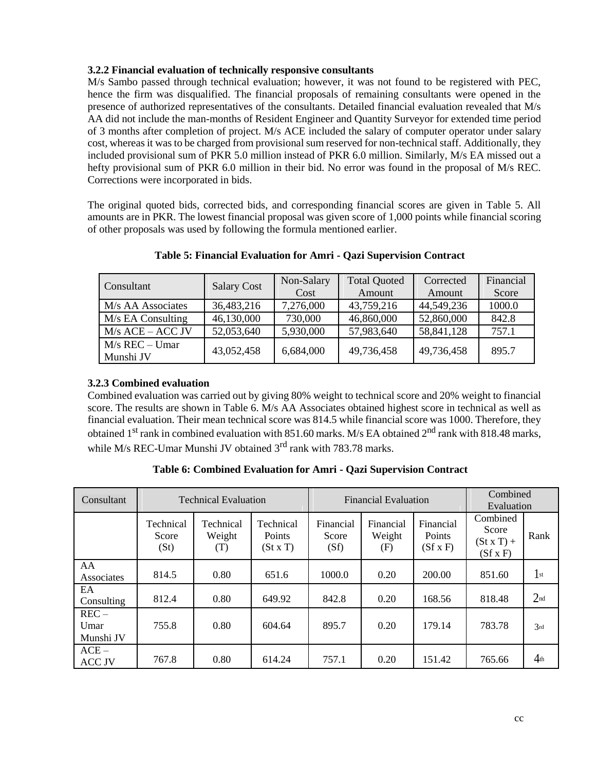### 3.2.2 Financial evaluation of technically responsive consultants

M/s Sambo passed through technical evaluation; however, it was not found to be registered with PEC, hence the firm was disqualified. The financial proposals of remaining consultants were opened in the presence of authorized representatives of the consultants. Detailed financial evaluation revealed that M/s AA did not include the man-months of Resident Engineer and Quantity Surveyor for extended time period of 3 months after completion of project. M/s ACE included the salary of computer operator under salary cost, whereas it was to be charged from provisional sum reserved for non-technical staff. Additionally, they included provisional sum of PKR 5.0 million instead of PKR 6.0 million. Similarly, M/s EA missed out a hefty provisional sum of PKR 6.0 million in their bid. No error was found in the proposal of M/s REC. Corrections were incorporated in bids.

The original quoted bids, corrected bids, and corresponding financial scores are given in Table 5. All amounts are in PKR. The lowest financial proposal was given score of 1,000 points while financial scoring of other proposals was used by following the formula mentioned earlier.

**Table 5: Financial Evaluation for Amri - Qazi Supervision Contract**

| Consultant | Salary Cost | Non-Salary Cost | Total Quoted Amount | Corrected Amount | Financial Score |
|---|---|---|---|---|---|
| M/s AA Associates | 36,483,216 | 7,276,000 | 43,759,216 | 44,549,236 | 1000.0 |
| M/s EA Consulting | 46,130,000 | 730,000 | 46,860,000 | 52,860,000 | 842.8 |
| M/s ACE – ACC JV | 52,053,640 | 5,930,000 | 57,983,640 | 58,841,128 | 757.1 |
| M/s REC – Umar Munshi JV | 43,052,458 | 6,684,000 | 49,736,458 | 49,736,458 | 895.7 |

### 3.2.3 Combined evaluation

Combined evaluation was carried out by giving 80% weight to technical score and 20% weight to financial score. The results are shown in Table 6. M/s AA Associates obtained highest score in technical as well as financial evaluation. Their mean technical score was 814.5 while financial score was 1000. Therefore, they obtained 1st rank in combined evaluation with 851.60 marks. M/s EA obtained 2nd rank with 818.48 marks, while M/s REC-Umar Munshi JV obtained 3rd rank with 783.78 marks.

**Table 6: Combined Evaluation for Amri - Qazi Supervision Contract**

| Consultant | Technical Evaluation | | | Financial Evaluation | | | Combined Evaluation | |
|---|---|---|---|---|---|---|---|---|
| | Technical Score (St) | Technical Weight (T) | Technical Points (St x T) | Financial Score (Sf) | Financial Weight (F) | Financial Points (Sf x F) | Combined Score (St x T) + (Sf x F) | Rank |
| AA Associates | 814.5 | 0.80 | 651.6 | 1000.0 | 0.20 | 200.00 | 851.60 | 1st |
| EA Consulting | 812.4 | 0.80 | 649.92 | 842.8 | 0.20 | 168.56 | 818.48 | 2nd |
| REC – Umar Munshi JV | 755.8 | 0.80 | 604.64 | 895.7 | 0.20 | 179.14 | 783.78 | 3rd |
| ACE – ACC JV | 767.8 | 0.80 | 614.24 | 757.1 | 0.20 | 151.42 | 765.66 | 4th |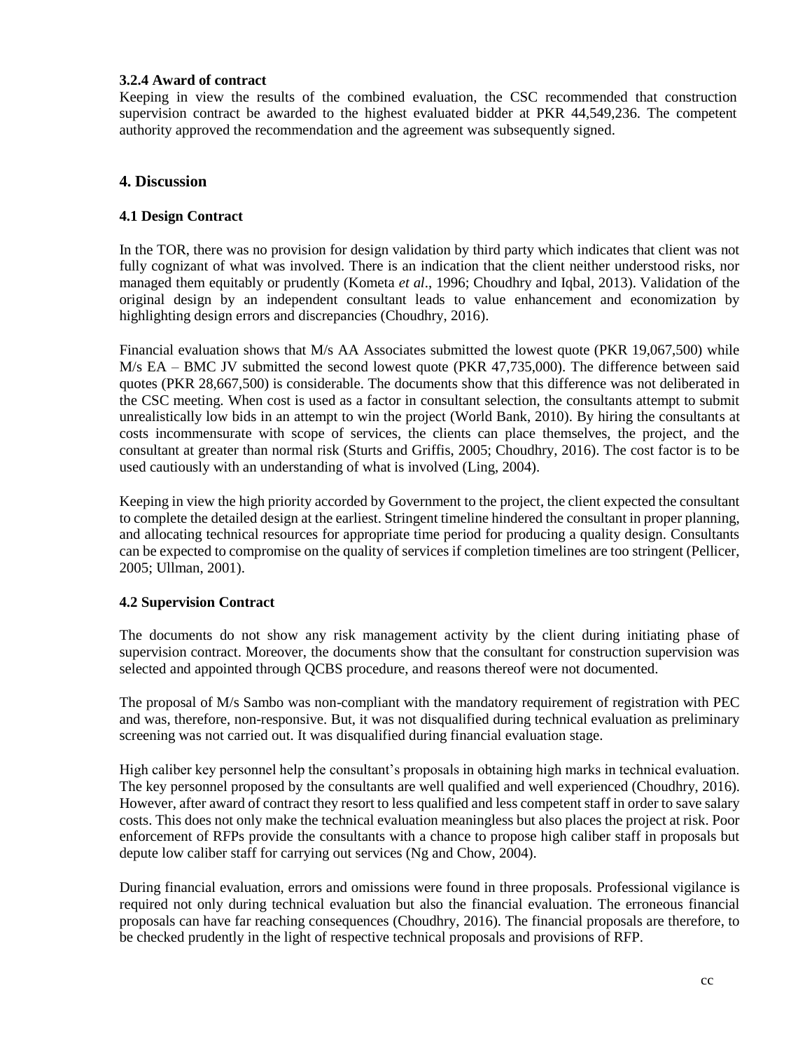#### 3.2.4 Award of contract

Keeping in view the results of the combined evaluation, the CSC recommended that construction supervision contract be awarded to the highest evaluated bidder at PKR 44,549,236. The competent authority approved the recommendation and the agreement was subsequently signed.

## 4. Discussion

### 4.1 Design Contract

In the TOR, there was no provision for design validation by third party which indicates that client was not fully cognizant of what was involved. There is an indication that the client neither understood risks, nor managed them equitably or prudently (Kometa *et al*., 1996; Choudhry and Iqbal, 2013). Validation of the original design by an independent consultant leads to value enhancement and economization by highlighting design errors and discrepancies (Choudhry, 2016).

Financial evaluation shows that M/s AA Associates submitted the lowest quote (PKR 19,067,500) while M/s EA – BMC JV submitted the second lowest quote (PKR 47,735,000). The difference between said quotes (PKR 28,667,500) is considerable. The documents show that this difference was not deliberated in the CSC meeting. When cost is used as a factor in consultant selection, the consultants attempt to submit unrealistically low bids in an attempt to win the project (World Bank, 2010). By hiring the consultants at costs incommensurate with scope of services, the clients can place themselves, the project, and the consultant at greater than normal risk (Sturts and Griffis, 2005; Choudhry, 2016). The cost factor is to be used cautiously with an understanding of what is involved (Ling, 2004).

Keeping in view the high priority accorded by Government to the project, the client expected the consultant to complete the detailed design at the earliest. Stringent timeline hindered the consultant in proper planning, and allocating technical resources for appropriate time period for producing a quality design. Consultants can be expected to compromise on the quality of services if completion timelines are too stringent (Pellicer, 2005; Ullman, 2001).

### 4.2 Supervision Contract

The documents do not show any risk management activity by the client during initiating phase of supervision contract. Moreover, the documents show that the consultant for construction supervision was selected and appointed through QCBS procedure, and reasons thereof were not documented.

The proposal of M/s Sambo was non-compliant with the mandatory requirement of registration with PEC and was, therefore, non-responsive. But, it was not disqualified during technical evaluation as preliminary screening was not carried out. It was disqualified during financial evaluation stage.

High caliber key personnel help the consultant's proposals in obtaining high marks in technical evaluation. The key personnel proposed by the consultants are well qualified and well experienced (Choudhry, 2016). However, after award of contract they resort to less qualified and less competent staff in order to save salary costs. This does not only make the technical evaluation meaningless but also places the project at risk. Poor enforcement of RFPs provide the consultants with a chance to propose high caliber staff in proposals but depute low caliber staff for carrying out services (Ng and Chow, 2004).

During financial evaluation, errors and omissions were found in three proposals. Professional vigilance is required not only during technical evaluation but also the financial evaluation. The erroneous financial proposals can have far reaching consequences (Choudhry, 2016). The financial proposals are therefore, to be checked prudently in the light of respective technical proposals and provisions of RFP.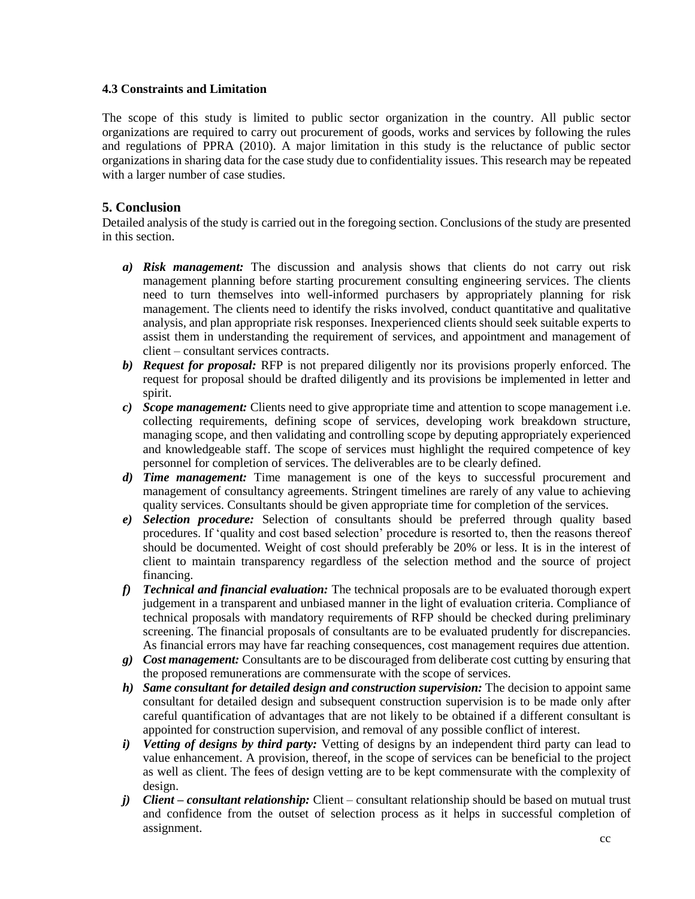### 4.3 Constraints and Limitation

The scope of this study is limited to public sector organization in the country. All public sector organizations are required to carry out procurement of goods, works and services by following the rules and regulations of PPRA (2010). A major limitation in this study is the reluctance of public sector organizations in sharing data for the case study due to confidentiality issues. This research may be repeated with a larger number of case studies.

## 5. Conclusion

Detailed analysis of the study is carried out in the foregoing section. Conclusions of the study are presented in this section.

a) ***Risk management:*** The discussion and analysis shows that clients do not carry out risk management planning before starting procurement consulting engineering services. The clients need to turn themselves into well-informed purchasers by appropriately planning for risk management. The clients need to identify the risks involved, conduct quantitative and qualitative analysis, and plan appropriate risk responses. Inexperienced clients should seek suitable experts to assist them in understanding the requirement of services, and appointment and management of client – consultant services contracts.

b) ***Request for proposal:*** RFP is not prepared diligently nor its provisions properly enforced. The request for proposal should be drafted diligently and its provisions be implemented in letter and spirit.

c) ***Scope management:*** Clients need to give appropriate time and attention to scope management i.e. collecting requirements, defining scope of services, developing work breakdown structure, managing scope, and then validating and controlling scope by deputing appropriately experienced and knowledgeable staff. The scope of services must highlight the required competence of key personnel for completion of services. The deliverables are to be clearly defined.

d) ***Time management:*** Time management is one of the keys to successful procurement and management of consultancy agreements. Stringent timelines are rarely of any value to achieving quality services. Consultants should be given appropriate time for completion of the services.

e) ***Selection procedure:*** Selection of consultants should be preferred through quality based procedures. If 'quality and cost based selection' procedure is resorted to, then the reasons thereof should be documented. Weight of cost should preferably be 20% or less. It is in the interest of client to maintain transparency regardless of the selection method and the source of project financing.

f) ***Technical and financial evaluation:*** The technical proposals are to be evaluated thorough expert judgement in a transparent and unbiased manner in the light of evaluation criteria. Compliance of technical proposals with mandatory requirements of RFP should be checked during preliminary screening. The financial proposals of consultants are to be evaluated prudently for discrepancies. As financial errors may have far reaching consequences, cost management requires due attention.

g) ***Cost management:*** Consultants are to be discouraged from deliberate cost cutting by ensuring that the proposed remunerations are commensurate with the scope of services.

h) ***Same consultant for detailed design and construction supervision:*** The decision to appoint same consultant for detailed design and subsequent construction supervision is to be made only after careful quantification of advantages that are not likely to be obtained if a different consultant is appointed for construction supervision, and removal of any possible conflict of interest.

i) ***Vetting of designs by third party:*** Vetting of designs by an independent third party can lead to value enhancement. A provision, thereof, in the scope of services can be beneficial to the project as well as client. The fees of design vetting are to be kept commensurate with the complexity of design.

j) ***Client – consultant relationship:*** Client – consultant relationship should be based on mutual trust and confidence from the outset of selection process as it helps in successful completion of assignment.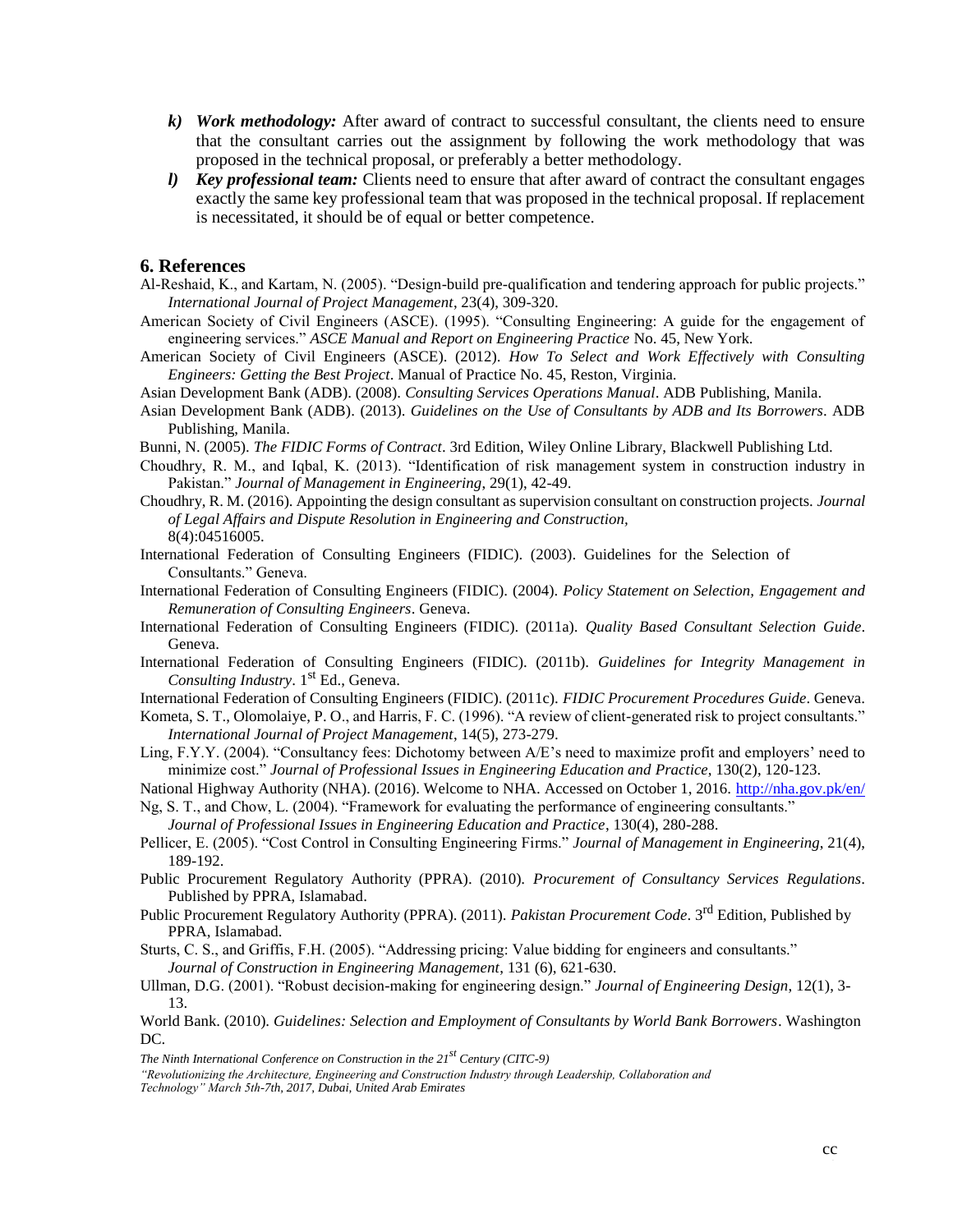*k)* ***Work methodology:*** After award of contract to successful consultant, the clients need to ensure that the consultant carries out the assignment by following the work methodology that was proposed in the technical proposal, or preferably a better methodology.

*l)* ***Key professional team:*** Clients need to ensure that after award of contract the consultant engages exactly the same key professional team that was proposed in the technical proposal. If replacement is necessitated, it should be of equal or better competence.

## 6. References

Al-Reshaid, K., and Kartam, N. (2005). "Design-build pre-qualification and tendering approach for public projects." *International Journal of Project Management*, 23(4), 309-320.

American Society of Civil Engineers (ASCE). (1995). "Consulting Engineering: A guide for the engagement of engineering services." *ASCE Manual and Report on Engineering Practice* No. 45, New York.

American Society of Civil Engineers (ASCE). (2012). *How To Select and Work Effectively with Consulting Engineers: Getting the Best Project*. Manual of Practice No. 45, Reston, Virginia.

Asian Development Bank (ADB). (2008). *Consulting Services Operations Manual*. ADB Publishing, Manila.

Asian Development Bank (ADB). (2013). *Guidelines on the Use of Consultants by ADB and Its Borrowers*. ADB Publishing, Manila.

Bunni, N. (2005). *The FIDIC Forms of Contract*. 3rd Edition, Wiley Online Library, Blackwell Publishing Ltd.

Choudhry, R. M., and Iqbal, K. (2013). "Identification of risk management system in construction industry in Pakistan." *Journal of Management in Engineering*, 29(1), 42-49.

Choudhry, R. M. (2016). Appointing the design consultant as supervision consultant on construction projects. *Journal of Legal Affairs and Dispute Resolution in Engineering and Construction*, 8(4):04516005.

International Federation of Consulting Engineers (FIDIC). (2003). Guidelines for the Selection of Consultants." Geneva.

International Federation of Consulting Engineers (FIDIC). (2004). *Policy Statement on Selection, Engagement and Remuneration of Consulting Engineers*. Geneva.

International Federation of Consulting Engineers (FIDIC). (2011a). *Quality Based Consultant Selection Guide*. Geneva.

International Federation of Consulting Engineers (FIDIC). (2011b). *Guidelines for Integrity Management in Consulting Industry*. 1st Ed., Geneva.

International Federation of Consulting Engineers (FIDIC). (2011c). *FIDIC Procurement Procedures Guide*. Geneva.

Kometa, S. T., Olomolaiye, P. O., and Harris, F. C. (1996). "A review of client-generated risk to project consultants." *International Journal of Project Management*, 14(5), 273-279.

Ling, F.Y.Y. (2004). "Consultancy fees: Dichotomy between A/E's need to maximize profit and employers' need to minimize cost." *Journal of Professional Issues in Engineering Education and Practice*, 130(2), 120-123.

National Highway Authority (NHA). (2016). Welcome to NHA. Accessed on October 1, 2016. http://nha.gov.pk/en/

Ng, S. T., and Chow, L. (2004). "Framework for evaluating the performance of engineering consultants." *Journal of Professional Issues in Engineering Education and Practice*, 130(4), 280-288.

Pellicer, E. (2005). "Cost Control in Consulting Engineering Firms." *Journal of Management in Engineering*, 21(4), 189-192.

Public Procurement Regulatory Authority (PPRA). (2010). *Procurement of Consultancy Services Regulations*. Published by PPRA, Islamabad.

Public Procurement Regulatory Authority (PPRA). (2011). *Pakistan Procurement Code*. 3rd Edition, Published by PPRA, Islamabad.

Sturts, C. S., and Griffis, F.H. (2005). "Addressing pricing: Value bidding for engineers and consultants." *Journal of Construction in Engineering Management*, 131 (6), 621-630.

Ullman, D.G. (2001). "Robust decision-making for engineering design." *Journal of Engineering Design*, 12(1), 3-13.

World Bank. (2010). *Guidelines: Selection and Employment of Consultants by World Bank Borrowers*. Washington DC.